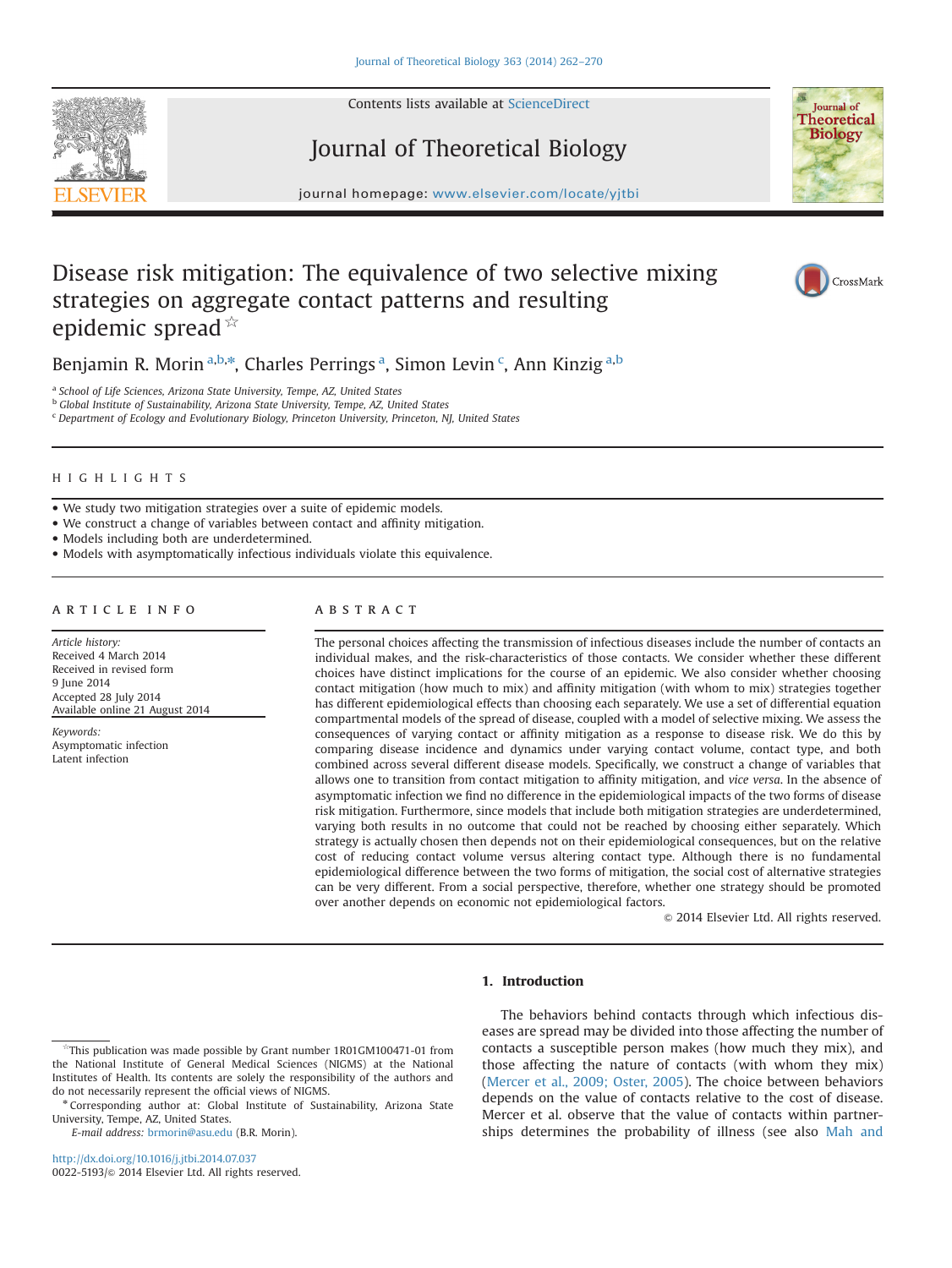# Disease risk mitigation: The equivalence of two selective mixing strategies on aggregate contact patterns and resulting epidemic spread ☆

Benjamin R. Morin [a,b,*], Charles Perrings [a], Simon Levin [c], Ann Kinzig [a,b]

[a] School of Life Sciences, Arizona State University, Tempe, AZ, United States
[b] Global Institute of Sustainability, Arizona State University, Tempe, AZ, United States
[c] Department of Ecology and Evolutionary Biology, Princeton University, Princeton, NJ, United States

## HIGHLIGHTS

- We study two mitigation strategies over a suite of epidemic models.
- We construct a change of variables between contact and affinity mitigation.
- Models including both are underdetermined.
- Models with asymptomatically infectious individuals violate this equivalence.

## ARTICLE INFO

*Article history:*
Received 4 March 2014
Received in revised form
9 June 2014
Accepted 28 July 2014
Available online 21 August 2014

*Keywords:*
Asymptomatic infection
Latent infection

## ABSTRACT

The personal choices affecting the transmission of infectious diseases include the number of contacts an individual makes, and the risk-characteristics of those contacts. We consider whether these different choices have distinct implications for the course of an epidemic. We also consider whether choosing contact mitigation (how much to mix) and affinity mitigation (with whom to mix) strategies together has different epidemiological effects than choosing each separately. We use a set of differential equation compartmental models of the spread of disease, coupled with a model of selective mixing. We assess the consequences of varying contact or affinity mitigation as a response to disease risk. We do this by comparing disease incidence and dynamics under varying contact volume, contact type, and both combined across several different disease models. Specifically, we construct a change of variables that allows one to transition from contact mitigation to affinity mitigation, and *vice versa*. In the absence of asymptomatic infection we find no difference in the epidemiological impacts of the two forms of disease risk mitigation. Furthermore, since models that include both mitigation strategies are underdetermined, varying both results in no outcome that could not be reached by choosing either separately. Which strategy is actually chosen then depends not on their epidemiological consequences, but on the relative cost of reducing contact volume versus altering contact type. Although there is no fundamental epidemiological difference between the two forms of mitigation, the social cost of alternative strategies can be very different. From a social perspective, therefore, whether one strategy should be promoted over another depends on economic not epidemiological factors.

© 2014 Elsevier Ltd. All rights reserved.

## 1. Introduction

The behaviors behind contacts through which infectious diseases are spread may be divided into those affecting the number of contacts a susceptible person makes (how much they mix), and those affecting the nature of contacts (with whom they mix) (Mercer et al., 2009; Oster, 2005). The choice between behaviors depends on the value of contacts relative to the cost of disease. Mercer et al. observe that the value of contacts within partnerships determines the probability of illness (see also Mah and

---

☆This publication was made possible by Grant number 1R01GM100471-01 from the National Institute of General Medical Sciences (NIGMS) at the National Institutes of Health. Its contents are solely the responsibility of the authors and do not necessarily represent the official views of NIGMS.

\* Corresponding author at: Global Institute of Sustainability, Arizona State University, Tempe, AZ, United States.
*E-mail address:* brmorin@asu.edu (B.R. Morin).

http://dx.doi.org/10.1016/j.jtbi.2014.07.037
0022-5193/© 2014 Elsevier Ltd. All rights reserved.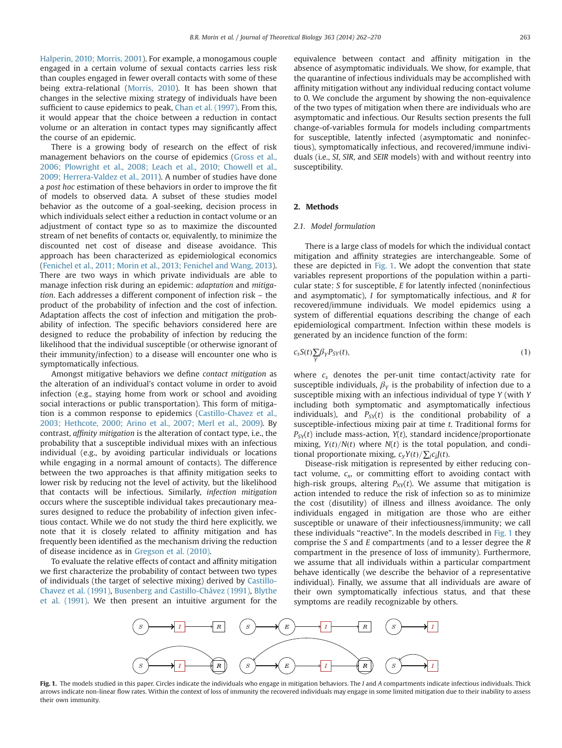Halperin, 2010; Morris, 2001). For example, a monogamous couple engaged in a certain volume of sexual contacts carries less risk than couples engaged in fewer overall contacts with some of these being extra-relational (Morris, 2010). It has been shown that changes in the selective mixing strategy of individuals have been sufficient to cause epidemics to peak, Chan et al. (1997). From this, it would appear that the choice between a reduction in contact volume or an alteration in contact types may significantly affect the course of an epidemic.

There is a growing body of research on the effect of risk management behaviors on the course of epidemics (Gross et al., 2006; Plowright et al., 2008; Leach et al., 2010; Chowell et al., 2009; Herrera-Valdez et al., 2011). A number of studies have done a *post hoc* estimation of these behaviors in order to improve the fit of models to observed data. A subset of these studies model behavior as the outcome of a goal-seeking, decision process in which individuals select either a reduction in contact volume or an adjustment of contact type so as to maximize the discounted stream of net benefits of contacts or, equivalently, to minimize the discounted net cost of disease and disease avoidance. This approach has been characterized as epidemiological economics (Fenichel et al., 2011; Morin et al., 2013; Fenichel and Wang, 2013). There are two ways in which private individuals are able to manage infection risk during an epidemic: *adaptation* and *mitigation*. Each addresses a different component of infection risk – the product of the probability of infection and the cost of infection. Adaptation affects the cost of infection and mitigation the probability of infection. The specific behaviors considered here are designed to reduce the probability of infection by reducing the likelihood that the individual susceptible (or otherwise ignorant of their immunity/infection) to a disease will encounter one who is symptomatically infectious.

Amongst mitigative behaviors we define *contact mitigation* as the alteration of an individual's contact volume in order to avoid infection (e.g., staying home from work or school and avoiding social interactions or public transportation). This form of mitigation is a common response to epidemics (Castillo-Chavez et al., 2003; Hethcote, 2000; Arino et al., 2007; Merl et al., 2009). By contrast, *affinity mitigation* is the alteration of contact type, i.e., the probability that a susceptible individual mixes with an infectious individual (e.g., by avoiding particular individuals or locations while engaging in a normal amount of contacts). The difference between the two approaches is that affinity mitigation seeks to lower risk by reducing not the level of activity, but the likelihood that contacts will be infectious. Similarly, *infection mitigation* occurs where the susceptible individual takes precautionary measures designed to reduce the probability of infection given infectious contact. While we do not study the third here explicitly, we note that it is closely related to affinity mitigation and has frequently been identified as the mechanism driving the reduction of disease incidence as in Gregson et al. (2010).

To evaluate the relative effects of contact and affinity mitigation we first characterize the probability of contact between two types of individuals (the target of selective mixing) derived by Castillo-Chavez et al. (1991), Busenberg and Castillo-Chávez (1991), Blythe et al. (1991). We then present an intuitive argument for the equivalence between contact and affinity mitigation in the absence of asymptomatic individuals. We show, for example, that the quarantine of infectious individuals may be accomplished with affinity mitigation without any individual reducing contact volume to 0. We conclude the argument by showing the non-equivalence of the two types of mitigation when there are individuals who are asymptomatic and infectious. Our Results section presents the full change-of-variables formula for models including compartments for susceptible, latently infected (asymptomatic and noninfectious), symptomatically infectious, and recovered/immune individuals (i.e., *SI*, *SIR*, and *SEIR* models) with and without reentry into susceptibility.

## 2. Methods

### 2.1. Model formulation

There is a large class of models for which the individual contact mitigation and affinity strategies are interchangeable. Some of these are depicted in Fig. 1. We adopt the convention that state variables represent proportions of the population within a particular state: $S$ for susceptible, $E$ for latently infected (noninfectious and asymptomatic), $I$ for symptomatically infectious, and $R$ for recovered/immune individuals. We model epidemics using a system of differential equations describing the change of each epidemiological compartment. Infection within these models is generated by an incidence function of the form:

$$c_s S(t) \sum_Y \beta_Y P_{SY}(t), \tag{1}$$

where $c_s$ denotes the per-unit time contact/activity rate for susceptible individuals, $\beta_Y$ is the probability of infection due to a susceptible mixing with an infectious individual of type $Y$ (with $Y$ including both symptomatic and asymptomatically infectious individuals), and $P_{SY}(t)$ is the conditional probability of a susceptible-infectious mixing pair at time $t$. Traditional forms for $P_{SY}(t)$ include mass-action, $Y(t)$, standard incidence/proportionate mixing, $Y(t)/N(t)$ where $N(t)$ is the total population, and conditional proportionate mixing, $c_Y Y(t)/\sum_j c_j J(t)$.

Disease-risk mitigation is represented by either reducing contact volume, $c_x$, or committing effort to avoiding contact with high-risk groups, altering $P_{XY}(t)$. We assume that mitigation is action intended to reduce the risk of infection so as to minimize the cost (disutility) of illness and illness avoidance. The only individuals engaged in mitigation are those who are either susceptible or unaware of their infectiousness/immunity; we call these individuals "reactive". In the models described in Fig. 1 they comprise the $S$ and $E$ compartments (and to a lesser degree the $R$ compartment in the presence of loss of immunity). Furthermore, we assume that all individuals within a particular compartment behave identically (we describe the behavior of a representative individual). Finally, we assume that all individuals are aware of their own symptomatically infectious status, and that these symptoms are readily recognizable by others.

**Fig. 1.** The models studied in this paper. Circles indicate the individuals who engage in mitigation behaviors. The $I$ and $A$ compartments indicate infectious individuals. Thick arrows indicate non-linear flow rates. Within the context of loss of immunity the recovered individuals may engage in some limited mitigation due to their inability to assess their own immunity.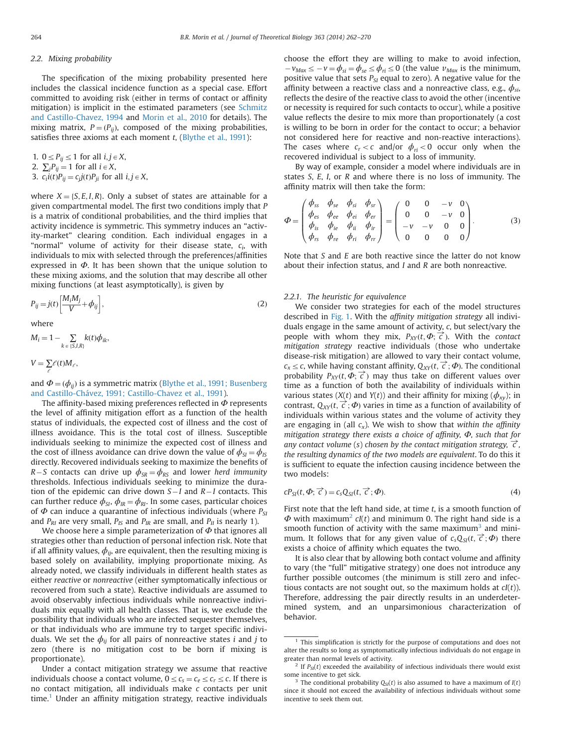### 2.2. Mixing probability

The specification of the mixing probability presented here includes the classical incidence function as a special case. Effort committed to avoiding risk (either in terms of contact or affinity mitigation) is implicit in the estimated parameters (see Schmitz and Castillo-Chavez, 1994 and Morin et al., 2010 for details). The mixing matrix, $P=(P_{ij})$, composed of the mixing probabilities, satisfies three axioms at each moment $t$, (Blythe et al., 1991):

1. $0 \le P_{ij} \le 1$ for all $i,j \in X$,
2. $\sum_j P_{ij} = 1$ for all $i \in X$,
3. $c_i i(t) P_{ij} = c_j j(t) P_{ji}$ for all $i,j \in X$,

where $X=\{S,E,I,R\}$. Only a subset of states are attainable for a given compartmental model. The first two conditions imply that $P$ is a matrix of conditional probabilities, and the third implies that activity incidence is symmetric. This symmetry induces an "activity-market" clearing condition. Each individual engages in a "normal" volume of activity for their disease state, $c_i$, with individuals to mix with selected through the preferences/affinities expressed in $\Phi$. It has been shown that the unique solution to these mixing axioms, and the solution that may describe all other mixing functions (at least asymptotically), is given by

$$P_{ij} = j(t)\left[\frac{M_i M_j}{V} + \phi_{ij}\right], \tag{2}$$

where

$$M_i = 1 - \sum_{k \in \{S,I,R\}} k(t)\phi_{ik},$$

$$V = \sum_{\ell} \ell(t) M_{\ell},$$

and $\Phi=(\phi_{ij})$ is a symmetric matrix (Blythe et al., 1991; Busenberg and Castillo-Chávez, 1991; Castillo-Chavez et al., 1991).

The affinity-based mixing preferences reflected in $\Phi$ represents the level of affinity mitigation effort as a function of the health status of individuals, the expected cost of illness and the cost of illness avoidance. This is the total cost of illness. Susceptible individuals seeking to minimize the expected cost of illness and the cost of illness avoidance can drive down the value of $\phi_{SI}=\phi_{IS}$ directly. Recovered individuals seeking to maximize the benefits of $R-S$ contacts can drive up $\phi_{SR}=\phi_{RS}$ and lower *herd immunity* thresholds. Infectious individuals seeking to minimize the duration of the epidemic can drive down $S-I$ and $R-I$ contacts. This can further reduce $\phi_{SI}$, $\phi_{IR}=\phi_{RI}$. In some cases, particular choices of $\Phi$ can induce a quarantine of infectious individuals (where $P_{SI}$ and $P_{RI}$ are very small, $P_{IS}$ and $P_{IR}$ are small, and $P_{II}$ is nearly 1).

We choose here a simple parameterization of $\Phi$ that ignores all strategies other than reduction of personal infection risk. Note that if all affinity values, $\phi_{ij}$, are equivalent, then the resulting mixing is based solely on availability, implying proportionate mixing. As already noted, we classify individuals in different health states as either *reactive* or *nonreactive* (either symptomatically infectious or recovered from such a state). Reactive individuals are assumed to avoid observably infectious individuals while nonreactive individuals mix equally with all health classes. That is, we exclude the possibility that individuals who are infected sequester themselves, or that individuals who are immune try to target specific individuals. We set the $\phi_{ij}$ for all pairs of nonreactive states $i$ and $j$ to zero (there is no mitigation cost to be born if mixing is proportionate).

Under a contact mitigation strategy we assume that reactive individuals choose a contact volume, $0 \le c_s = c_e \le c_r \le c$. If there is no contact mitigation, all individuals make $c$ contacts per unit time.[1] Under an affinity mitigation strategy, reactive individuals choose the effort they are willing to make to avoid infection, $-v_{Max} \le -v = \phi_{si} = \phi_{se} \le \phi_{ri} \le 0$ (the value $v_{Max}$ is the minimum, positive value that sets $P_{SI}$ equal to zero). A negative value for the affinity between a reactive class and a nonreactive class, e.g., $\phi_{si}$, reflects the desire of the reactive class to avoid the other (incentive or necessity is required for such contacts to occur), while a positive value reflects the desire to mix more than proportionately (a cost is willing to be born in order for the contact to occur; a behavior not considered here for reactive and non-reactive interactions). The cases where $c_r < c$ and/or $\phi_{ri} < 0$ occur only when the recovered individual is subject to a loss of immunity.

By way of example, consider a model where individuals are in states $S$, $E$, $I$, or $R$ and where there is no loss of immunity. The affinity matrix will then take the form:

$$\Phi = \begin{pmatrix} \phi_{ss} & \phi_{se} & \phi_{si} & \phi_{sr} \\ \phi_{es} & \phi_{ee} & \phi_{ei} & \phi_{er} \\ \phi_{is} & \phi_{ie} & \phi_{ii} & \phi_{ir} \\ \phi_{rs} & \phi_{re} & \phi_{ri} & \phi_{rr} \end{pmatrix} = \begin{pmatrix} 0 & 0 & -v & 0 \\ 0 & 0 & -v & 0 \\ -v & -v & 0 & 0 \\ 0 & 0 & 0 & 0 \end{pmatrix}. \tag{3}$$

Note that $S$ and $E$ are both reactive since the latter do not know about their infection status, and $I$ and $R$ are both nonreactive.

#### 2.2.1. The heuristic for equivalence

We consider two strategies for each of the model structures described in Fig. 1. With the *affinity mitigation strategy* all individuals engage in the same amount of activity, $c$, but select/vary the people with whom they mix, $P_{XY}(t, \Phi; \vec{c})$. With the *contact mitigation strategy* reactive individuals (those who undertake disease-risk mitigation) are allowed to vary their contact volume, $c_x \le c$, while having constant affinity, $Q_{XY}(t, \vec{c}; \Phi)$. The conditional probability $P_{XY}(t, \Phi; \vec{c})$ may thus take on different values over time as a function of both the availability of individuals within various states ($X(t)$ and $Y(t)$) and their affinity for mixing ($\phi_{xy}$); in contrast, $Q_{XY}(t, \vec{c}; \Phi)$ varies in time as a function of availability of individuals within various states and the volume of activity they are engaging in (all $c_x$). We wish to show that *within the affinity mitigation strategy there exists a choice of affinity, $\Phi$, such that for any contact volume (s) chosen by the contact mitigation strategy, $\vec{c}$, the resulting dynamics of the two models are equivalent*. To do this it is sufficient to equate the infection causing incidence between the two models:

$$cP_{SI}(t, \Phi; \vec{c}) = c_s Q_{SI}(t, \vec{c}; \Phi). \tag{4}$$

First note that the left hand side, at time $t$, is a smooth function of $\Phi$ with maximum[2] $cI(t)$ and minimum 0. The right hand side is a smooth function of activity with the same maximum[3] and minimum. It follows that for any given value of $c_s Q_{SI}(t, \vec{c}; \Phi)$ there exists a choice of affinity which equates the two.

It is also clear that by allowing both contact volume and affinity to vary (the "full" mitigative strategy) one does not introduce any further possible outcomes (the minimum is still zero and infectious contacts are not sought out, so the maximum holds at $cI(t)$). Therefore, addressing the pair directly results in an underdetermined system, and an unparsimonious characterization of behavior.

---

[1] This simplification is strictly for the purpose of computations and does not alter the results so long as symptomatically infectious individuals do not engage in greater than normal levels of activity.

[2] If $P_{SI}(t)$ exceeded the availability of infectious individuals there would exist some incentive to get sick.

[3] The conditional probability $Q_{SI}(t)$ is also assumed to have a maximum of $I(t)$ since it should not exceed the availability of infectious individuals without some incentive to seek them out.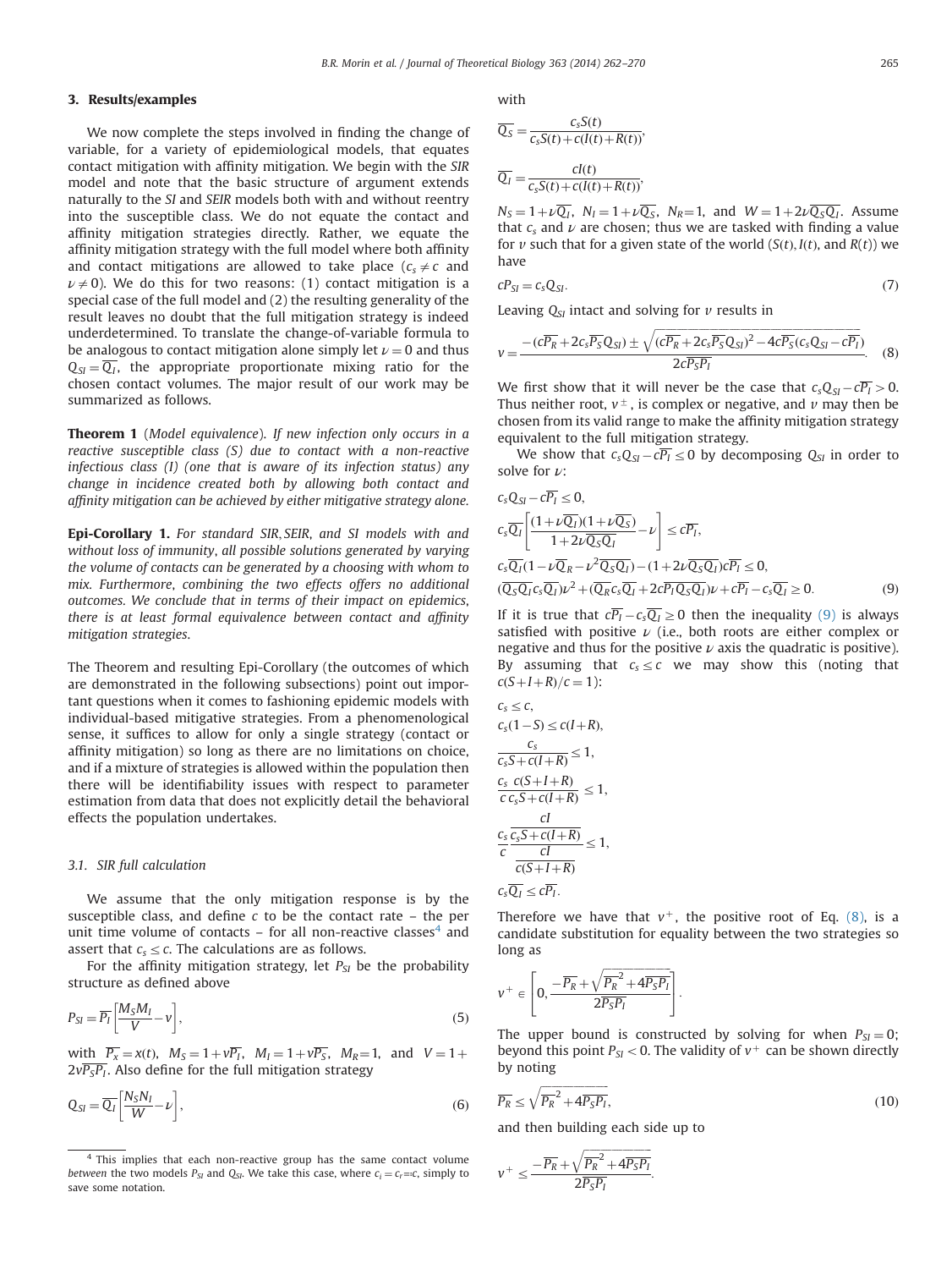## 3. Results/examples

We now complete the steps involved in finding the change of variable, for a variety of epidemiological models, that equates contact mitigation with affinity mitigation. We begin with the *SIR* model and note that the basic structure of argument extends naturally to the *SI* and *SEIR* models both with and without reentry into the susceptible class. We do not equate the contact and affinity mitigation strategies directly. Rather, we equate the affinity mitigation strategy with the full model where both affinity and contact mitigations are allowed to take place ($c_s \neq c$ and $\nu \neq 0$). We do this for two reasons: (1) contact mitigation is a special case of the full model and (2) the resulting generality of the result leaves no doubt that the full mitigation strategy is indeed underdetermined. To translate the change-of-variable formula to be analogous to contact mitigation alone simply let $\nu = 0$ and thus $Q_{SI} = \overline{Q_I}$, the appropriate proportionate mixing ratio for the chosen contact volumes. The major result of our work may be summarized as follows.

**Theorem 1** (*Model equivalence*). *If new infection only occurs in a reactive susceptible class (S) due to contact with a non-reactive infectious class (I) (one that is aware of its infection status) any change in incidence created both by allowing both contact and affinity mitigation can be achieved by either mitigative strategy alone.*

**Epi-Corollary 1.** *For standard SIR, SEIR, and SI models with and without loss of immunity, all possible solutions generated by varying the volume of contacts can be generated by a choosing with whom to mix. Furthermore, combining the two effects offers no additional outcomes. We conclude that in terms of their impact on epidemics, there is at least formal equivalence between contact and affinity mitigation strategies.*

The Theorem and resulting Epi-Corollary (the outcomes of which are demonstrated in the following subsections) point out important questions when it comes to fashioning epidemic models with individual-based mitigative strategies. From a phenomenological sense, it suffices to allow for only a single strategy (contact or affinity mitigation) so long as there are no limitations on choice, and if a mixture of strategies is allowed within the population then there will be identifiability issues with respect to parameter estimation from data that does not explicitly detail the behavioral effects the population undertakes.

### 3.1. SIR full calculation

We assume that the only mitigation response is by the susceptible class, and define $c$ to be the contact rate – the per unit time volume of contacts – for all non-reactive classes[4] and assert that $c_s \leq c$. The calculations are as follows.

For the affinity mitigation strategy, let $P_{SI}$ be the probability structure as defined above

$$P_{SI} = \overline{P_I}\left[\frac{M_S M_I}{V} - \nu\right], \tag{5}$$

with $\overline{P_x} = x(t)$, $M_S = 1 + \nu\overline{P_I}$, $M_I = 1 + \nu\overline{P_S}$, $M_R = 1$, and $V = 1 + 2\nu\overline{P_S P_I}$. Also define for the full mitigation strategy

$$Q_{SI} = \overline{Q_I}\left[\frac{N_S N_I}{W} - \nu\right], \tag{6}$$

with

$$\overline{Q_S} = \frac{c_s S(t)}{c_s S(t) + c(I(t) + R(t))},$$

$$\overline{Q_I} = \frac{c I(t)}{c_s S(t) + c(I(t) + R(t))},$$

$N_S = 1 + \nu\overline{Q_I}$, $N_I = 1 + \nu\overline{Q_S}$, $N_R = 1$, and $W = 1 + 2\nu\overline{Q_S Q_I}$. Assume that $c_s$ and $\nu$ are chosen; thus we are tasked with finding a value for $v$ such that for a given state of the world ($S(t), I(t)$, and $R(t)$) we have

$$cP_{SI} = c_s Q_{SI}. \tag{7}$$

Leaving $Q_{SI}$ intact and solving for $v$ results in

$$v = \frac{-(c\overline{P_R} + 2c_s\overline{P_S}Q_{SI}) \pm \sqrt{(c\overline{P_R} + 2c_s\overline{P_S}Q_{SI})^2 - 4c\overline{P_S}(c_s Q_{SI} - c\overline{P_I})}}{2c\overline{P_S P_I}}. \tag{8}$$

We first show that it will never be the case that $c_s Q_{SI} - c\overline{P_I} > 0$. Thus neither root, $v^{\pm}$, is complex or negative, and $v$ may then be chosen from its valid range to make the affinity mitigation strategy equivalent to the full mitigation strategy.

We show that $c_s Q_{SI} - c\overline{P_I} \leq 0$ by decomposing $Q_{SI}$ in order to solve for $\nu$:

$$c_s Q_{SI} - c\overline{P_I} \leq 0,$$

$$c_s\overline{Q_I}\left[\frac{(1+\nu\overline{Q_I})(1+\nu\overline{Q_S})}{1+2\nu\overline{Q_S Q_I}} - \nu\right] \leq c\overline{P_I},$$

$$c_s\overline{Q_I}(1 - \nu\overline{Q}_R - \nu^2\overline{Q_S Q_I}) - (1 + 2\nu\overline{Q_S Q_I})c\overline{P_I} \leq 0,$$

$$(\overline{Q_S Q_I} c_s \overline{Q_I})\nu^2 + (\overline{Q_R} c_s \overline{Q_I} + 2c\overline{P_I}\,\overline{Q_S Q_I})\nu + c\overline{P_I} - c_s\overline{Q_I} \geq 0. \tag{9}$$

If it is true that $c\overline{P_I} - c_s\overline{Q_I} \geq 0$ then the inequality (9) is always satisfied with positive $\nu$ (i.e., both roots are either complex or negative and thus for the positive $\nu$ axis the quadratic is positive). By assuming that $c_s \leq c$ we may show this (noting that $c(S+I+R)/c = 1$):

$$c_s \leq c,$$

$$c_s(1 - S) \leq c(I + R),$$

$$\frac{c_s}{c_s S + c(I+R)} \leq 1,$$

$$\frac{c_s}{c}\frac{c(S+I+R)}{c_s S + c(I+R)} \leq 1,$$

$$\frac{c_s}{c}\frac{\dfrac{cI}{c_s S + c(I+R)}}{\dfrac{cI}{c(S+I+R)}} \leq 1,$$

$$c_s\overline{Q_I} \leq c\overline{P_I}.$$

Therefore we have that $v^+$, the positive root of Eq. (8), is a candidate substitution for equality between the two strategies so long as

$$v^+ \in \left[0, \frac{-\overline{P_R} + \sqrt{\overline{P_R}^2 + 4\overline{P_S P_I}}}{2\overline{P_S P_I}}\right].$$

The upper bound is constructed by solving for when $P_{SI} = 0$; beyond this point $P_{SI} < 0$. The validity of $v^+$ can be shown directly by noting

$$\overline{P_R} \leq \sqrt{\overline{P_R}^2 + 4\overline{P_S P_I}}, \tag{10}$$

and then building each side up to

$$v^+ \leq \frac{-\overline{P_R} + \sqrt{\overline{P_R}^2 + 4\overline{P_S P_I}}}{2\overline{P_S P_I}}.$$

[4] This implies that each non-reactive group has the same contact volume *between* the two models $P_{SI}$ and $Q_{SI}$. We take this case, where $c_i = c_r =: c$, simply to save some notation.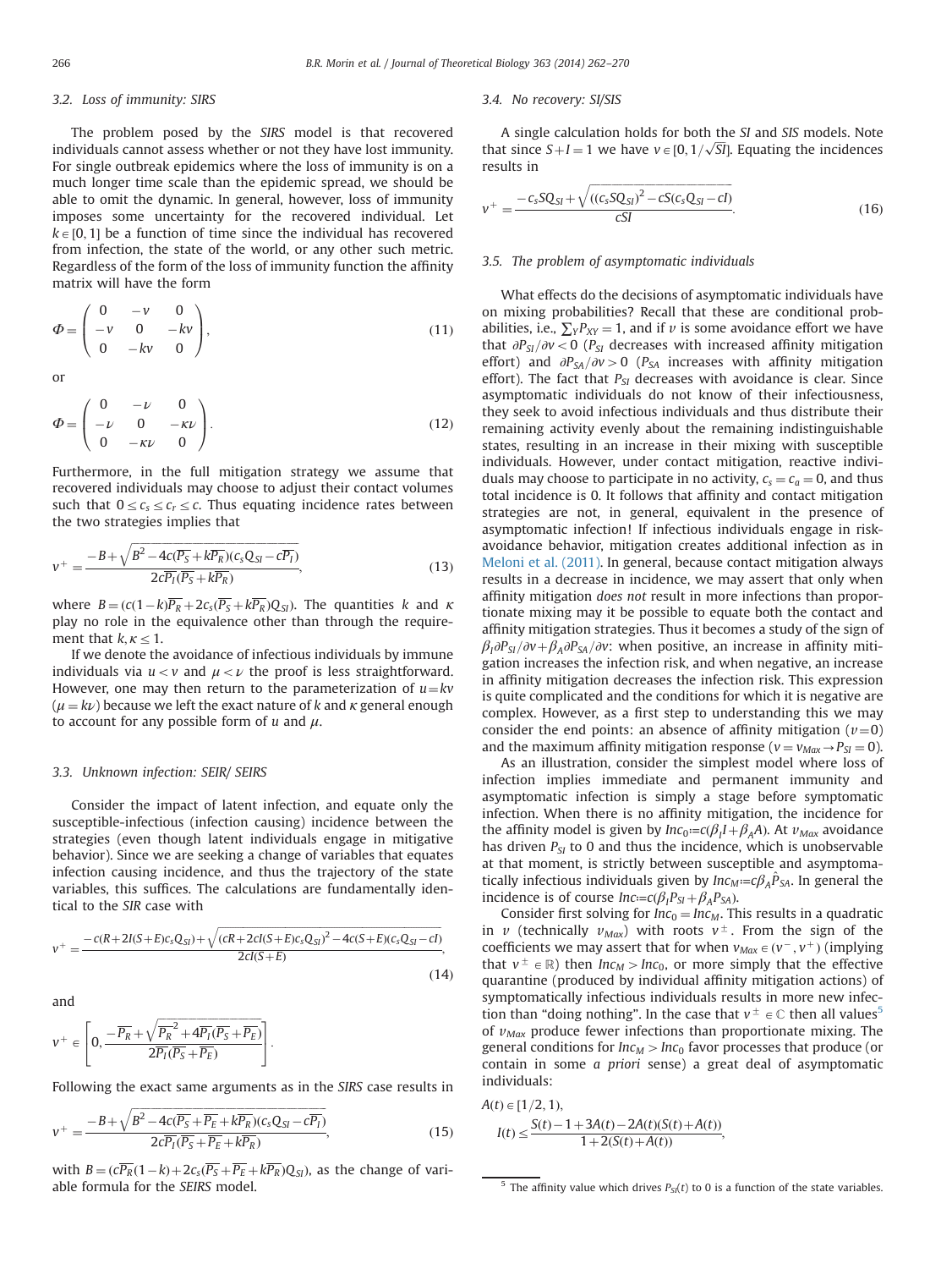### 3.2. Loss of immunity: SIRS

The problem posed by the *SIRS* model is that recovered individuals cannot assess whether or not they have lost immunity. For single outbreak epidemics where the loss of immunity is on a much longer time scale than the epidemic spread, we should be able to omit the dynamic. In general, however, loss of immunity imposes some uncertainty for the recovered individual. Let $k \in [0,1]$ be a function of time since the individual has recovered from infection, the state of the world, or any other such metric. Regardless of the form of the loss of immunity function the affinity matrix will have the form

$$\Phi = \begin{pmatrix} 0 & -v & 0 \\ -v & 0 & -kv \\ 0 & -kv & 0 \end{pmatrix}, \tag{11}$$

or

$$\Phi = \begin{pmatrix} 0 & -\nu & 0 \\ -\nu & 0 & -\kappa\nu \\ 0 & -\kappa\nu & 0 \end{pmatrix}. \tag{12}$$

Furthermore, in the full mitigation strategy we assume that recovered individuals may choose to adjust their contact volumes such that $0 \le c_s \le c_r \le c$. Thus equating incidence rates between the two strategies implies that

$$v^+ = \frac{-B + \sqrt{B^2 - 4c(\overline{P_S} + k\overline{P_R})(c_s Q_{SI} - c\overline{P_I})}}{2c\overline{P_I}(\overline{P_S} + k\overline{P_R})}, \tag{13}$$

where $B = (c(1-k)\overline{P_R} + 2c_s(\overline{P_S} + k\overline{P_R})Q_{SI})$. The quantities $k$ and $\kappa$ play no role in the equivalence other than through the requirement that $k, \kappa \le 1$.

If we denote the avoidance of infectious individuals by immune individuals via $u < v$ and $\mu < \nu$ the proof is less straightforward. However, one may then return to the parameterization of $u = kv$ ($\mu = k\nu$) because we left the exact nature of $k$ and $\kappa$ general enough to account for any possible form of $u$ and $\mu$.

### 3.3. Unknown infection: SEIR/ SEIRS

Consider the impact of latent infection, and equate only the susceptible-infectious (infection causing) incidence between the strategies (even though latent individuals engage in mitigative behavior). Since we are seeking a change of variables that equates infection causing incidence, and thus the trajectory of the state variables, this suffices. The calculations are fundamentally identical to the *SIR* case with

$$v^+ = \frac{-c(R + 2I(S+E)c_s Q_{SI}) + \sqrt{(cR + 2cI(S+E)c_s Q_{SI})^2 - 4c(S+E)(c_s Q_{SI} - cI)}}{2cI(S+E)}, \tag{14}$$

and

$$v^+ \in \left[0, \frac{-\overline{P_R} + \sqrt{\overline{P_R}^2 + 4\overline{P_I}(\overline{P_S} + \overline{P_E})}}{2\overline{P_I}(\overline{P_S} + \overline{P_E})}\right].$$

Following the exact same arguments as in the *SIRS* case results in

$$v^+ = \frac{-B + \sqrt{B^2 - 4c(\overline{P_S} + \overline{P_E} + k\overline{P_R})(c_s Q_{SI} - c\overline{P_I})}}{2c\overline{P_I}(\overline{P_S} + \overline{P_E} + k\overline{P_R})}, \tag{15}$$

with $B = (c\overline{P_R}(1-k) + 2c_s(\overline{P_S} + \overline{P_E} + k\overline{P_R})Q_{SI})$, as the change of variable formula for the *SEIRS* model.

### 3.4. No recovery: SI/SIS

A single calculation holds for both the *SI* and *SIS* models. Note that since $S + I = 1$ we have $v \in [0, 1/\sqrt{SI}]$. Equating the incidences results in

$$v^+ = \frac{-c_s S Q_{SI} + \sqrt{((c_s S Q_{SI})^2 - cS(c_s Q_{SI} - cI)}}{cSI}. \tag{16}$$

### 3.5. The problem of asymptomatic individuals

What effects do the decisions of asymptomatic individuals have on mixing probabilities? Recall that these are conditional probabilities, i.e., $\sum_Y P_{XY} = 1$, and if $v$ is some avoidance effort we have that $\partial P_{SI}/\partial v < 0$ ($P_{SI}$ decreases with increased affinity mitigation effort) and $\partial P_{SA}/\partial v > 0$ ($P_{SA}$ increases with affinity mitigation effort). The fact that $P_{SI}$ decreases with avoidance is clear. Since asymptomatic individuals do not know of their infectiousness, they seek to avoid infectious individuals and thus distribute their remaining activity evenly about the remaining indistinguishable states, resulting in an increase in their mixing with susceptible individuals. However, under contact mitigation, reactive individuals may choose to participate in no activity, $c_s = c_a = 0$, and thus total incidence is 0. It follows that affinity and contact mitigation strategies are not, in general, equivalent in the presence of asymptomatic infection! If infectious individuals engage in risk-avoidance behavior, mitigation creates additional infection as in Meloni et al. (2011). In general, because contact mitigation always results in a decrease in incidence, we may assert that only when affinity mitigation *does not* result in more infections than proportionate mixing may it be possible to equate both the contact and affinity mitigation strategies. Thus it becomes a study of the sign of $\beta_I \partial P_{SI}/\partial v + \beta_A \partial P_{SA}/\partial v$: when positive, an increase in affinity mitigation increases the infection risk, and when negative, an increase in affinity mitigation decreases the infection risk. This expression is quite complicated and the conditions for which it is negative are complex. However, as a first step to understanding this we may consider the end points: an absence of affinity mitigation ($v = 0$) and the maximum affinity mitigation response ($v = v_{Max} \to P_{SI} = 0$).

As an illustration, consider the simplest model where loss of infection implies immediate and permanent immunity and asymptomatic infection is simply a stage before symptomatic infection. When there is no affinity mitigation, the incidence for the affinity model is given by $Inc_0 := c(\beta_I I + \beta_A A)$. At $v_{Max}$ avoidance has driven $P_{SI}$ to 0 and thus the incidence, which is unobservable at that moment, is strictly between susceptible and asymptomatically infectious individuals given by $Inc_M := c\beta_A \hat{P}_{SA}$. In general the incidence is of course $Inc := c(\beta_I P_{SI} + \beta_A P_{SA})$.

Consider first solving for $Inc_0 = Inc_M$. This results in a quadratic in $v$ (technically $v_{Max}$) with roots $v^\pm$. From the sign of the coefficients we may assert that for when $v_{Max} \in (v^-, v^+)$ (implying that $v^\pm \in \mathbb{R}$) then $Inc_M > Inc_0$, or more simply that the effective quarantine (produced by individual affinity mitigation actions) of symptomatically infectious individuals results in more new infection than "doing nothing". In the case that $v^\pm \in \mathbb{C}$ then all values[5] of $v_{Max}$ produce fewer infections than proportionate mixing. The general conditions for $Inc_M > Inc_0$ favor processes that produce (or contain in some *a priori* sense) a great deal of asymptomatic individuals:

$$A(t) \in [1/2, 1),$$
$$I(t) \le \frac{S(t) - 1 + 3A(t) - 2A(t)(S(t) + A(t))}{1 + 2(S(t) + A(t))},$$

[5] The affinity value which drives $P_{SI}(t)$ to 0 is a function of the state variables.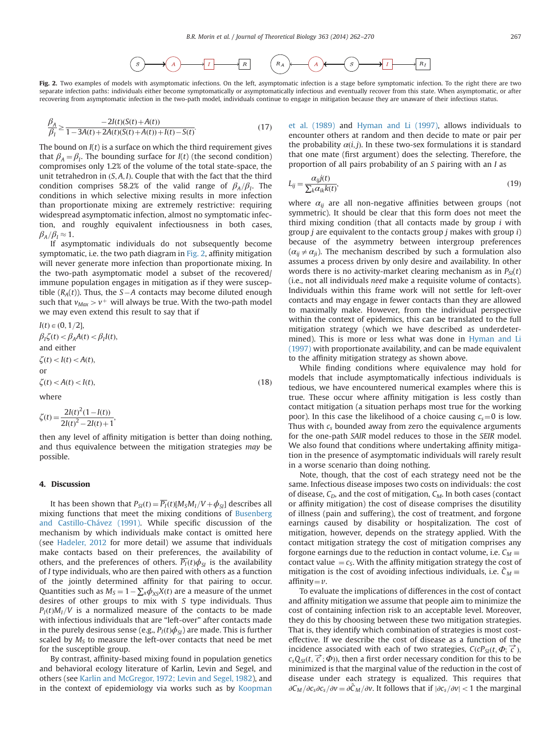Fig. 2. Two examples of models with asymptomatic infections. On the left, asymptomatic infection is a stage before symptomatic infection. To the right there are two separate infection paths: individuals either become symptomatically or asymptomatically infectious and eventually recover from this state. When asymptomatic, or after recovering from asymptomatic infection in the two-path model, individuals continue to engage in mitigation because they are unaware of their infectious status.

$$\frac{\beta_A}{\beta_I} \geq \frac{-2I(t)(S(t)+A(t))}{1-3A(t)+2A(t)(S(t)+A(t))+I(t)-S(t)}. \tag{17}$$

The bound on $I(t)$ is a surface on which the third requirement gives that $\beta_A = \beta_I$. The bounding surface for $I(t)$ (the second condition) compromises only 1.2% of the volume of the total state-space, the unit tetrahedron in $(S, A, I)$. Couple that with the fact that the third condition comprises 58.2% of the valid range of $\beta_A/\beta_I$. The conditions in which selective mixing results in more infection than proportionate mixing are extremely restrictive: requiring widespread asymptomatic infection, almost no symptomatic infection, and roughly equivalent infectiousness in both cases, $\beta_A/\beta_I \approx 1$.

If asymptomatic individuals do not subsequently become symptomatic, i.e. the two path diagram in Fig. 2, affinity mitigation will never generate more infection than proportionate mixing. In the two-path asymptomatic model a subset of the recovered/immune population engages in mitigation as if they were susceptible ($R_A(t)$). Thus, the $S-A$ contacts may become diluted enough such that $v_{Max} > v^+$ will always be true. With the two-path model we may even extend this result to say that if

$$
\begin{aligned}
&I(t) \in (0, 1/2],\\
&\beta_I \zeta(t) < \beta_A A(t) < \beta_I I(t),\\
&\text{and either}\\
&\zeta(t) < I(t) < A(t),\\
&\text{or}\\
&\zeta(t) < A(t) < I(t),
\end{aligned} \tag{18}
$$

where

$$\zeta(t) = \frac{2I(t)^2(1-I(t))}{2I(t)^2 - 2I(t) + 1},$$

then any level of affinity mitigation is better than doing nothing, and thus equivalence between the mitigation strategies *may* be possible.

## 4. Discussion

It has been shown that $P_{SI}(t) = \overline{P_I}(t)[M_S M_I/V + \phi_{SI}]$ describes all mixing functions that meet the mixing conditions of Busenberg and Castillo-Chávez (1991). While specific discussion of the mechanism by which individuals make contact is omitted here (see Hadeler, 2012 for more detail) we assume that individuals make contacts based on their preferences, the availability of others, and the preferences of others. $\overline{P_I}(t)\phi_{SI}$ is the availability of $I$ type individuals, who are then paired with others as a function of the jointly determined affinity for that pairing to occur. Quantities such as $M_S = 1 - \sum_X \phi_{XS} X(t)$ are a measure of the unmet desires of other groups to mix with $S$ type individuals. Thus $P_I(t)M_I/V$ is a normalized measure of the contacts to be made with infectious individuals that are "left-over" after contacts made in the purely desirous sense (e.g., $P_I(t)\phi_{SI}$) are made. This is further scaled by $M_S$ to measure the left-over contacts that need be met for the susceptible group.

By contrast, affinity-based mixing found in population genetics and behavioral ecology literature of Karlin, Levin and Segel, and others (see Karlin and McGregor, 1972; Levin and Segel, 1982), and in the context of epidemiology via works such as by Koopman et al. (1989) and Hyman and Li (1997), allows individuals to encounter others at random and then decide to mate or pair per the probability $\alpha(i, j)$. In these two-sex formulations it is standard that one mate (first argument) does the selecting. Therefore, the proportion of all pairs probability of an $S$ pairing with an $I$ as

$$L_{ij} = \frac{\alpha_{ij} j(t)}{\sum_k \alpha_{ik} k(t)}, \tag{19}$$

where $\alpha_{ij}$ are all non-negative affinities between groups (not symmetric). It should be clear that this form does not meet the third mixing condition (that all contacts made by group $i$ with group $j$ are equivalent to the contacts group $j$ makes with group $i$) because of the asymmetry between intergroup preferences ($\alpha_{ij} \neq \alpha_{ji}$). The mechanism described by such a formulation also assumes a process driven by only desire and availability. In other words there is no activity-market clearing mechanism as in $P_{SI}(t)$ (i.e., not all individuals *need* make a requisite volume of contacts). Individuals within this frame work will not settle for left-over contacts and may engage in fewer contacts than they are allowed to maximally make. However, from the individual perspective within the context of epidemics, this can be translated to the full mitigation strategy (which we have described as underdetermined). This is more or less what was done in Hyman and Li (1997) with proportionate availability, and can be made equivalent to the affinity mitigation strategy as shown above.

While finding conditions where equivalence may hold for models that include asymptomatically infectious individuals is tedious, we have encountered numerical examples where this is true. These occur where affinity mitigation is less costly than contact mitigation (a situation perhaps most true for the working poor). In this case the likelihood of a choice causing $c_s = 0$ is low. Thus with $c_s$ bounded away from zero the equivalence arguments for the one-path *SAIR* model reduces to those in the *SEIR* model. We also found that conditions where undertaking affinity mitigation in the presence of asymptomatic individuals will rarely result in a worse scenario than doing nothing.

Note, though, that the cost of each strategy need not be the same. Infectious disease imposes two costs on individuals: the cost of disease, $C_D$, and the cost of mitigation, $C_M$. In both cases (contact or affinity mitigation) the cost of disease comprises the disutility of illness (pain and suffering), the cost of treatment, and forgone earnings caused by disability or hospitalization. The cost of mitigation, however, depends on the strategy applied. With the contact mitigation strategy the cost of mitigation comprises any forgone earnings due to the reduction in contact volume, i.e. $C_M \equiv$ contact value $= c_S$. With the affinity mitigation strategy the cost of mitigation is the cost of avoiding infectious individuals, i.e. $\tilde{C}_M \equiv$ affinity $= v$.

To evaluate the implications of differences in the cost of contact and affinity mitigation we assume that people aim to minimize the cost of containing infection risk to an acceptable level. Moreover, they do this by choosing between these two mitigation strategies. That is, they identify which combination of strategies is most cost-effective. If we describe the cost of disease as a function of the incidence associated with each of two strategies, $C(cP_{SI}(t, \Phi; \vec{c}),\ c_s Q_{SI}(t, \vec{c}; \Phi))$, then a first order necessary condition for this to be minimized is that the marginal value of the reduction in the cost of disease under each strategy is equalized. This requires that $\partial C_M/\partial c_s \partial c_s/\partial v = \partial \tilde{C}_M/\partial v$. It follows that if $|\partial c_s/\partial v| < 1$ the marginal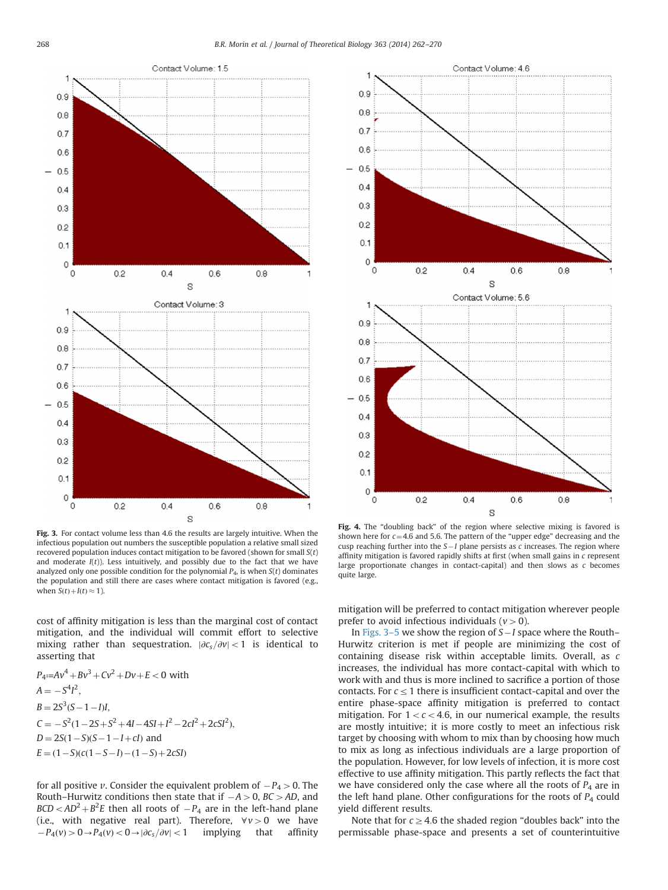**Fig. 3.** For contact volume less than 4.6 the results are largely intuitive. When the infectious population out numbers the susceptible population a relative small sized recovered population induces contact mitigation to be favored (shown for small $S(t)$ and moderate $I(t)$). Less intuitively, and possibly due to the fact that we have analyzed only one possible condition for the polynomial $P_4$, is when $S(t)$ dominates the population and still there are cases where contact mitigation is favored (e.g., when $S(t)+I(t)\approx 1$).

**Fig. 4.** The "doubling back" of the region where selective mixing is favored is shown here for $c=4.6$ and 5.6. The pattern of the "upper edge" decreasing and the cusp reaching further into the $S-I$ plane persists as $c$ increases. The region where affinity mitigation is favored rapidly shifts at first (when small gains in $c$ represent large proportionate changes in contact-capital) and then slows as $c$ becomes quite large.

cost of affinity mitigation is less than the marginal cost of contact mitigation, and the individual will commit effort to selective mixing rather than sequestration. $|\partial c_s/\partial v|<1$ is identical to asserting that

$$P_4 := Av^4+Bv^3+Cv^2+Dv+E<0 \text{ with}$$
$$A=-S^4I^2,$$
$$B=2S^3(S-1-I)I,$$
$$C=-S^2(1-2S+S^2+4I-4SI+I^2-2cI^2+2cSI^2),$$
$$D=2S(1-S)(S-1-I+cI) \text{ and}$$
$$E=(1-S)(c(1-S-I)-(1-S)+2cSI)$$

for all positive $v$. Consider the equivalent problem of $-P_4>0$. The Routh–Hurwitz conditions then state that if $-A>0$, $BC>AD$, and $BCD<AD^2+B^2E$ then all roots of $-P_4$ are in the left-hand plane (i.e., with negative real part). Therefore, $\forall v>0$ we have $-P_4(v)>0 \rightarrow P_4(v)<0 \rightarrow |\partial c_s/\partial v|<1$ implying that affinity mitigation will be preferred to contact mitigation wherever people prefer to avoid infectious individuals ($v>0$).

In Figs. 3–5 we show the region of $S-I$ space where the Routh–Hurwitz criterion is met if people are minimizing the cost of containing disease risk within acceptable limits. Overall, as $c$ increases, the individual has more contact-capital with which to work with and thus is more inclined to sacrifice a portion of those contacts. For $c\le 1$ there is insufficient contact-capital and over the entire phase-space affinity mitigation is preferred to contact mitigation. For $1<c<4.6$, in our numerical example, the results are mostly intuitive; it is more costly to meet an infectious risk target by choosing with whom to mix than by choosing how much to mix as long as infectious individuals are a large proportion of the population. However, for low levels of infection, it is more cost effective to use affinity mitigation. This partly reflects the fact that we have considered only the case where all the roots of $P_4$ are in the left hand plane. Other configurations for the roots of $P_4$ could yield different results.

Note that for $c\ge 4.6$ the shaded region "doubles back" into the permissable phase-space and presents a set of counterintuitive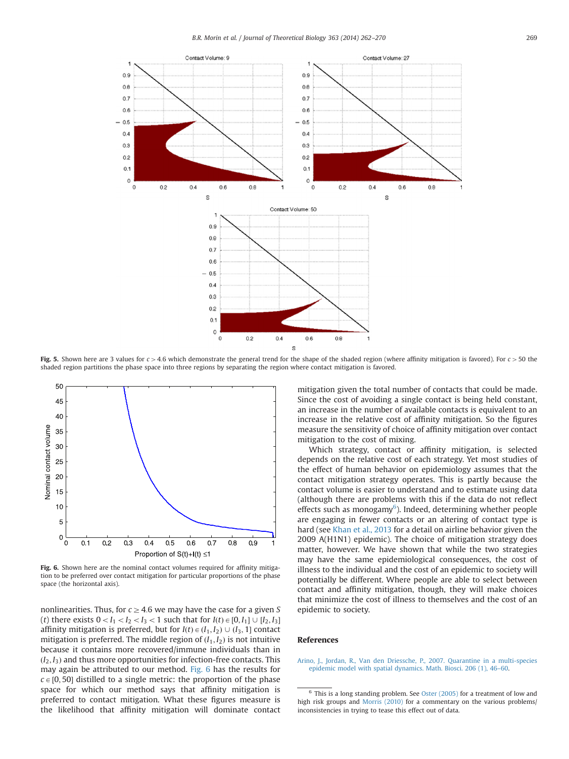**Fig. 5.** Shown here are 3 values for $c > 4.6$ which demonstrate the general trend for the shape of the shaded region (where affinity mitigation is favored). For $c > 50$ the shaded region partitions the phase space into three regions by separating the region where contact mitigation is favored.

**Fig. 6.** Shown here are the nominal contact volumes required for affinity mitigation to be preferred over contact mitigation for particular proportions of the phase space (the horizontal axis).

nonlinearities. Thus, for $c \geq 4.6$ we may have the case for a given $S(t)$ there exists $0 < I_1 < I_2 < I_3 < 1$ such that for $I(t) \in [0, I_1] \cup [I_2, I_3]$ affinity mitigation is preferred, but for $I(t) \in (I_1, I_2) \cup (I_3, 1]$ contact mitigation is preferred. The middle region of $(I_1, I_2)$ is not intuitive because it contains more recovered/immune individuals than in $(I_2, I_3)$ and thus more opportunities for infection-free contacts. This may again be attributed to our method. Fig. 6 has the results for $c \in [0, 50]$ distilled to a single metric: the proportion of the phase space for which our method says that affinity mitigation is preferred to contact mitigation. What these figures measure is the likelihood that affinity mitigation will dominate contact mitigation given the total number of contacts that could be made. Since the cost of avoiding a single contact is being held constant, an increase in the number of available contacts is equivalent to an increase in the relative cost of affinity mitigation. So the figures measure the sensitivity of choice of affinity mitigation over contact mitigation to the cost of mixing.

Which strategy, contact or affinity mitigation, is selected depends on the relative cost of each strategy. Yet most studies of the effect of human behavior on epidemiology assumes that the contact mitigation strategy operates. This is partly because the contact volume is easier to understand and to estimate using data (although there are problems with this if the data do not reflect effects such as monogamy[6]). Indeed, determining whether people are engaging in fewer contacts or an altering of contact type is hard (see Khan et al., 2013 for a detail on airline behavior given the 2009 A(H1N1) epidemic). The choice of mitigation strategy does matter, however. We have shown that while the two strategies may have the same epidemiological consequences, the cost of illness to the individual and the cost of an epidemic to society will potentially be different. Where people are able to select between contact and affinity mitigation, though, they will make choices that minimize the cost of illness to themselves and the cost of an epidemic to society.

## References

Arino, J., Jordan, R., Van den Driessche, P., 2007. Quarantine in a multi-species epidemic model with spatial dynamics. Math. Biosci. 206 (1), 46–60.

[6] This is a long standing problem. See Oster (2005) for a treatment of low and high risk groups and Morris (2010) for a commentary on the various problems/inconsistencies in trying to tease this effect out of data.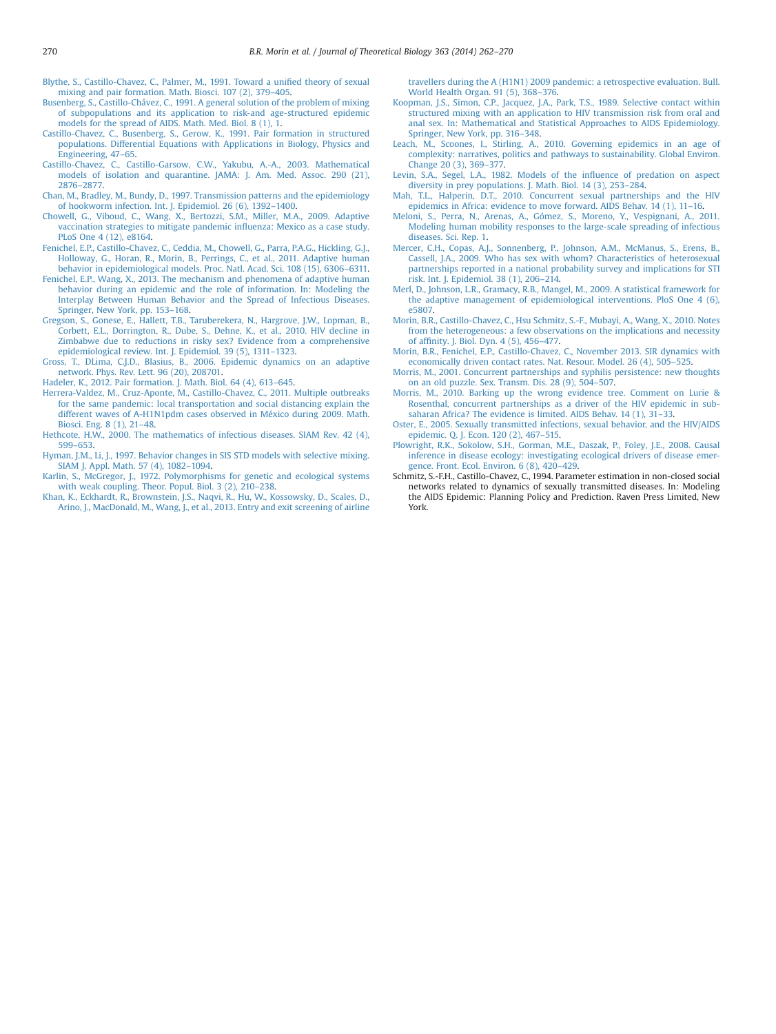Blythe, S., Castillo-Chavez, C., Palmer, M., 1991. Toward a unified theory of sexual mixing and pair formation. Math. Biosci. 107 (2), 379–405.

Busenberg, S., Castillo-Chávez, C., 1991. A general solution of the problem of mixing of subpopulations and its application to risk-and age-structured epidemic models for the spread of AIDS. Math. Med. Biol. 8 (1), 1.

Castillo-Chavez, C., Busenberg, S., Gerow, K., 1991. Pair formation in structured populations. Differential Equations with Applications in Biology, Physics and Engineering, 47–65.

Castillo-Chavez, C., Castillo-Garsow, C.W., Yakubu, A.-A., 2003. Mathematical models of isolation and quarantine. JAMA: J. Am. Med. Assoc. 290 (21), 2876–2877.

Chan, M., Bradley, M., Bundy, D., 1997. Transmission patterns and the epidemiology of hookworm infection. Int. J. Epidemiol. 26 (6), 1392–1400.

Chowell, G., Viboud, C., Wang, X., Bertozzi, S.M., Miller, M.A., 2009. Adaptive vaccination strategies to mitigate pandemic influenza: Mexico as a case study. PLoS One 4 (12), e8164.

Fenichel, E.P., Castillo-Chavez, C., Ceddia, M., Chowell, G., Parra, P.A.G., Hickling, G.J., Holloway, G., Horan, R., Morin, B., Perrings, C., et al., 2011. Adaptive human behavior in epidemiological models. Proc. Natl. Acad. Sci. 108 (15), 6306–6311.

Fenichel, E.P., Wang, X., 2013. The mechanism and phenomena of adaptive human behavior during an epidemic and the role of information. In: Modeling the Interplay Between Human Behavior and the Spread of Infectious Diseases. Springer, New York, pp. 153–168.

Gregson, S., Gonese, E., Hallett, T.B., Taruberekera, N., Hargrove, J.W., Lopman, B., Corbett, E.L., Dorrington, R., Dube, S., Dehne, K., et al., 2010. HIV decline in Zimbabwe due to reductions in risky sex? Evidence from a comprehensive epidemiological review. Int. J. Epidemiol. 39 (5), 1311–1323.

Gross, T., DLima, C.J.D., Blasius, B., 2006. Epidemic dynamics on an adaptive network. Phys. Rev. Lett. 96 (20), 208701.

Hadeler, K., 2012. Pair formation. J. Math. Biol. 64 (4), 613–645.

Herrera-Valdez, M., Cruz-Aponte, M., Castillo-Chavez, C., 2011. Multiple outbreaks for the same pandemic: local transportation and social distancing explain the different waves of A-H1N1pdm cases observed in México during 2009. Math. Biosci. Eng. 8 (1), 21–48.

Hethcote, H.W., 2000. The mathematics of infectious diseases. SIAM Rev. 42 (4), 599–653.

Hyman, J.M., Li, J., 1997. Behavior changes in SIS STD models with selective mixing. SIAM J. Appl. Math. 57 (4), 1082–1094.

Karlin, S., McGregor, J., 1972. Polymorphisms for genetic and ecological systems with weak coupling. Theor. Popul. Biol. 3 (2), 210–238.

Khan, K., Eckhardt, R., Brownstein, J.S., Naqvi, R., Hu, W., Kossowsky, D., Scales, D., Arino, J., MacDonald, M., Wang, J., et al., 2013. Entry and exit screening of airline travellers during the A (H1N1) 2009 pandemic: a retrospective evaluation. Bull. World Health Organ. 91 (5), 368–376.

Koopman, J.S., Simon, C.P., Jacquez, J.A., Park, T.S., 1989. Selective contact within structured mixing with an application to HIV transmission risk from oral and anal sex. In: Mathematical and Statistical Approaches to AIDS Epidemiology. Springer, New York, pp. 316–348.

Leach, M., Scoones, I., Stirling, A., 2010. Governing epidemics in an age of complexity: narratives, politics and pathways to sustainability. Global Environ. Change 20 (3), 369–377.

Levin, S.A., Segel, L.A., 1982. Models of the influence of predation on aspect diversity in prey populations. J. Math. Biol. 14 (3), 253–284.

Mah, T.L., Halperin, D.T., 2010. Concurrent sexual partnerships and the HIV epidemics in Africa: evidence to move forward. AIDS Behav. 14 (1), 11–16.

Meloni, S., Perra, N., Arenas, A., Gómez, S., Moreno, Y., Vespignani, A., 2011. Modeling human mobility responses to the large-scale spreading of infectious diseases. Sci. Rep. 1.

Mercer, C.H., Copas, A.J., Sonnenberg, P., Johnson, A.M., McManus, S., Erens, B., Cassell, J.A., 2009. Who has sex with whom? Characteristics of heterosexual partnerships reported in a national probability survey and implications for STI risk. Int. J. Epidemiol. 38 (1), 206–214.

Merl, D., Johnson, L.R., Gramacy, R.B., Mangel, M., 2009. A statistical framework for the adaptive management of epidemiological interventions. PloS One 4 (6), e5807.

Morin, B.R., Castillo-Chavez, C., Hsu Schmitz, S.-F., Mubayi, A., Wang, X., 2010. Notes from the heterogeneous: a few observations on the implications and necessity of affinity. J. Biol. Dyn. 4 (5), 456–477.

Morin, B.R., Fenichel, E.P., Castillo-Chavez, C., November 2013. SIR dynamics with economically driven contact rates. Nat. Resour. Model. 26 (4), 505–525.

Morris, M., 2001. Concurrent partnerships and syphilis persistence: new thoughts on an old puzzle. Sex. Transm. Dis. 28 (9), 504–507.

Morris, M., 2010. Barking up the wrong evidence tree. Comment on Lurie & Rosenthal, concurrent partnerships as a driver of the HIV epidemic in sub-saharan Africa? The evidence is limited. AIDS Behav. 14 (1), 31–33.

Oster, E., 2005. Sexually transmitted infections, sexual behavior, and the HIV/AIDS epidemic. Q. J. Econ. 120 (2), 467–515.

Plowright, R.K., Sokolow, S.H., Gorman, M.E., Daszak, P., Foley, J.E., 2008. Causal inference in disease ecology: investigating ecological drivers of disease emergence. Front. Ecol. Environ. 6 (8), 420–429.

Schmitz, S.-F.H., Castillo-Chavez, C., 1994. Parameter estimation in non-closed social networks related to dynamics of sexually transmitted diseases. In: Modeling the AIDS Epidemic: Planning Policy and Prediction. Raven Press Limited, New York.